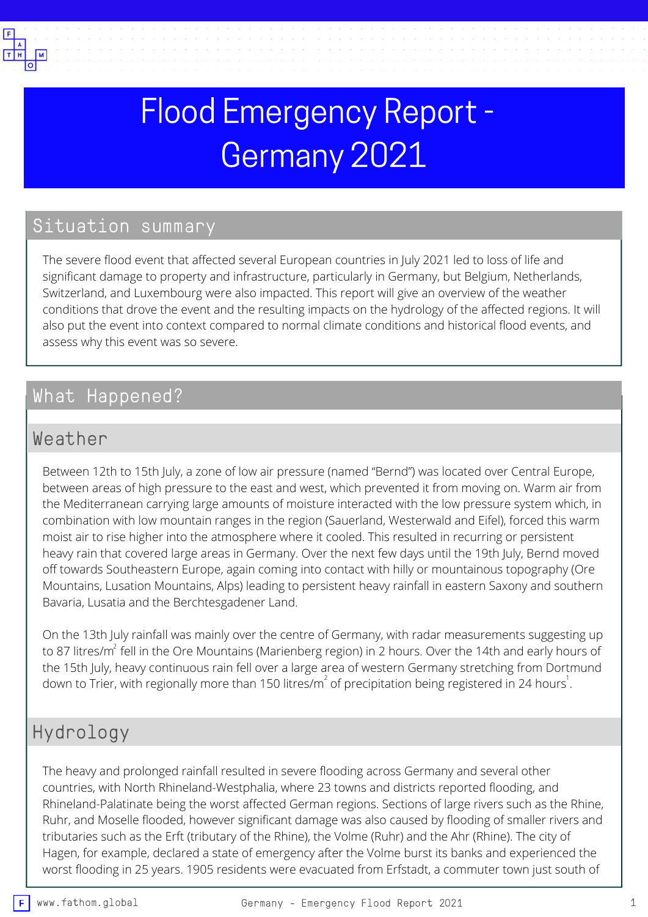# Flood Emergency Report - Germany 2021

## Situation summary

The severe flood event that affected several European countries in July 2021 led to loss of life and significant damage to property and infrastructure, particularly in Germany, but Belgium, Netherlands, Switzerland, and Luxembourg were also impacted. This report will give an overview of the weather conditions that drove the event and the resulting impacts on the hydrology of the affected regions. It will also put the event into context compared to normal climate conditions and historical flood events, and assess why this event was so severe.

## What Happened?

### Weather

Between 12th to 15th July, a zone of low air pressure (named "Bernd") was located over Central Europe, between areas of high pressure to the east and west, which prevented it from moving on. Warm air from the Mediterranean carrying large amounts of moisture interacted with the low pressure system which, in combination with low mountain ranges in the region (Sauerland, Westerwald and Eifel), forced this warm moist air to rise higher into the atmosphere where it cooled. This resulted in recurring or persistent heavy rain that covered large areas in Germany. Over the next few days until the 19th July, Bernd moved off towards Southeastern Europe, again coming into contact with hilly or mountainous topography (Ore Mountains, Lusation Mountains, Alps) leading to persistent heavy rainfall in eastern Saxony and southern Bavaria, Lusatia and the Berchtesgadener Land.

On the 13th July rainfall was mainly over the centre of Germany, with radar measurements suggesting up to 87 litres/$m^2$ fell in the Ore Mountains (Marienberg region) in 2 hours. Over the 14th and early hours of the 15th July, heavy continuous rain fell over a large area of western Germany stretching from Dortmund down to Trier, with regionally more than 150 litres/$m^2$ of precipitation being registered in 24 hours[1].

### Hydrology

The heavy and prolonged rainfall resulted in severe flooding across Germany and several other countries, with North Rhineland-Westphalia, where 23 towns and districts reported flooding, and Rhineland-Palatinate being the worst affected German regions. Sections of large rivers such as the Rhine, Ruhr, and Moselle flooded, however significant damage was also caused by flooding of smaller rivers and tributaries such as the Erft (tributary of the Rhine), the Volme (Ruhr) and the Ahr (Rhine). The city of Hagen, for example, declared a state of emergency after the Volme burst its banks and experienced the worst flooding in 25 years. 1905 residents were evacuated from Erfstadt, a commuter town just south of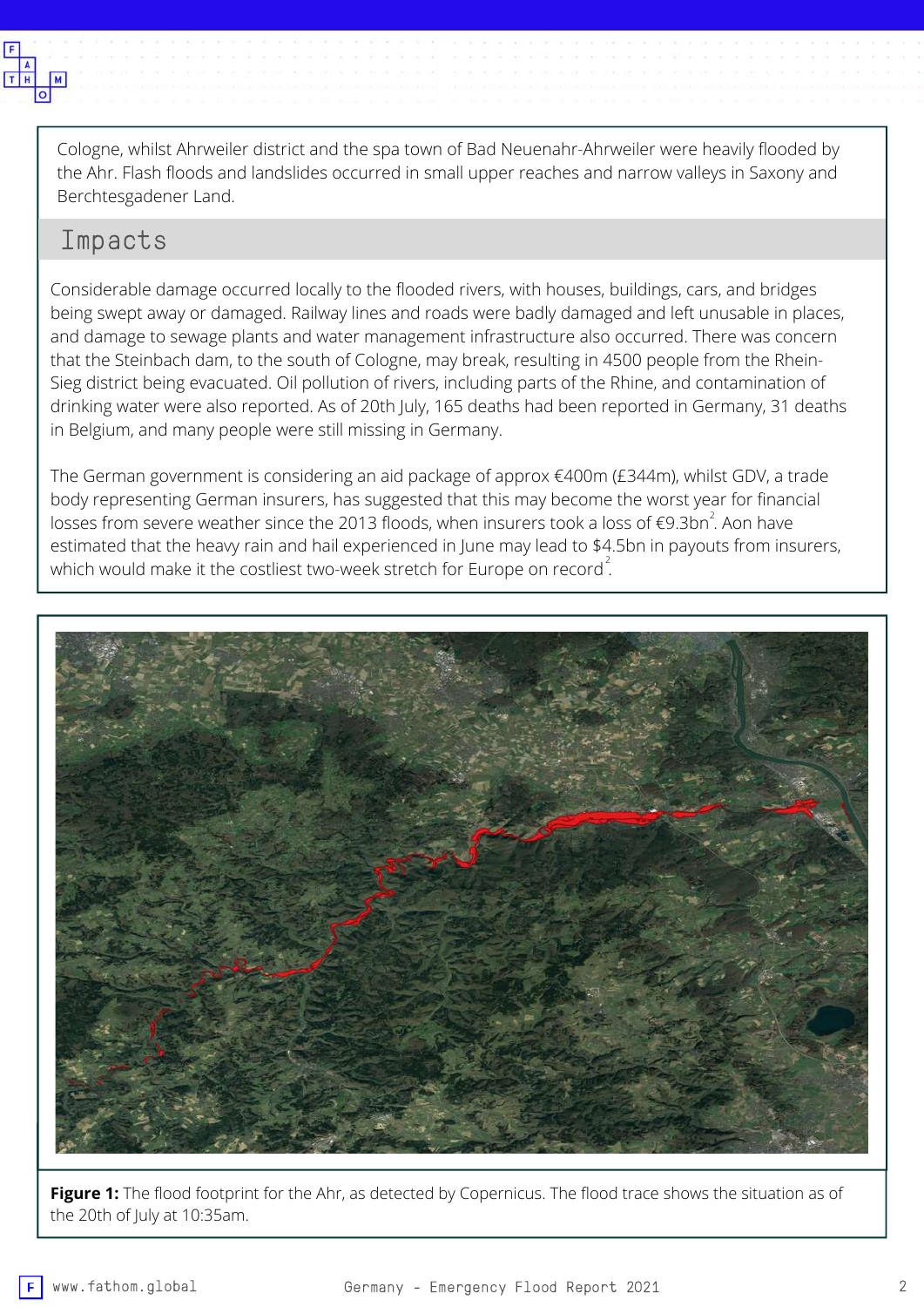Cologne, whilst Ahrweiler district and the spa town of Bad Neuenahr-Ahrweiler were heavily flooded by the Ahr. Flash floods and landslides occurred in small upper reaches and narrow valleys in Saxony and Berchtesgadener Land.

## Impacts

Considerable damage occurred locally to the flooded rivers, with houses, buildings, cars, and bridges being swept away or damaged. Railway lines and roads were badly damaged and left unusable in places, and damage to sewage plants and water management infrastructure also occurred. There was concern that the Steinbach dam, to the south of Cologne, may break, resulting in 4500 people from the Rhein-Sieg district being evacuated. Oil pollution of rivers, including parts of the Rhine, and contamination of drinking water were also reported. As of 20th July, 165 deaths had been reported in Germany, 31 deaths in Belgium, and many people were still missing in Germany.

The German government is considering an aid package of approx €400m (£344m), whilst GDV, a trade body representing German insurers, has suggested that this may become the worst year for financial losses from severe weather since the 2013 floods, when insurers took a loss of €9.3bn[2]. Aon have estimated that the heavy rain and hail experienced in June may lead to $4.5bn in payouts from insurers, which would make it the costliest two-week stretch for Europe on record[2].

**Figure 1:** The flood footprint for the Ahr, as detected by Copernicus. The flood trace shows the situation as of the 20th of July at 10:35am.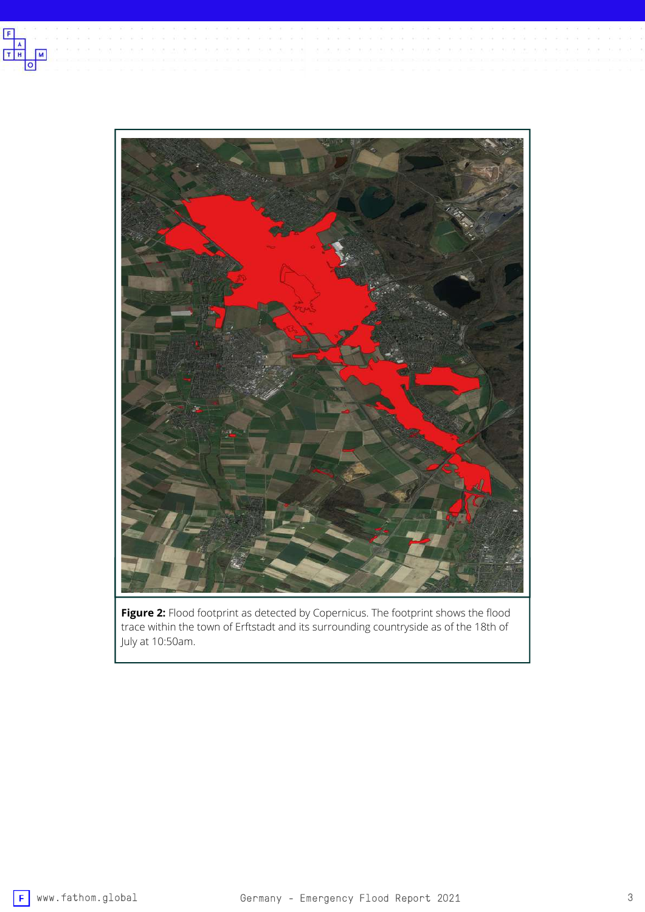**Figure 2:** Flood footprint as detected by Copernicus. The footprint shows the flood trace within the town of Erftstadt and its surrounding countryside as of the 18th of July at 10:50am.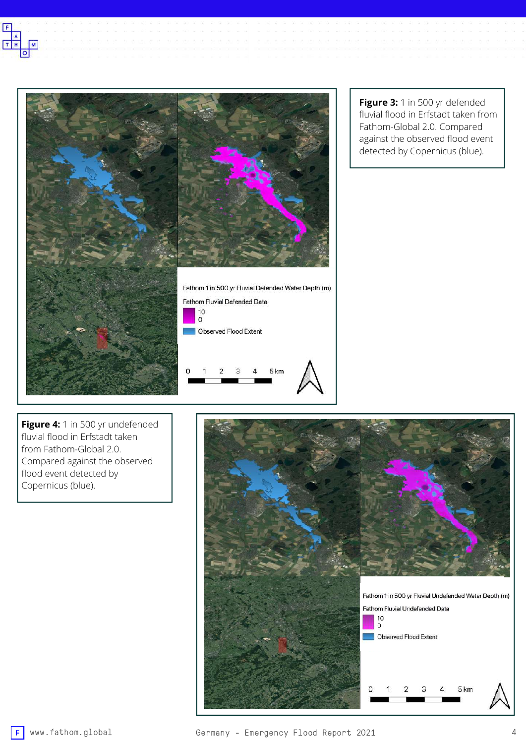Fathom 1 in 500 yr Fluvial Defended Water Depth (m)

Fathom Fluvial Defended Data

10

0

Observed Flood Extent

0 1 2 3 4 5 km

**Figure 3:** 1 in 500 yr defended fluvial flood in Erfstadt taken from Fathom-Global 2.0. Compared against the observed flood event detected by Copernicus (blue).

**Figure 4:** 1 in 500 yr undefended fluvial flood in Erfstadt taken from Fathom-Global 2.0. Compared against the observed flood event detected by Copernicus (blue).

Fathom 1 in 500 yr Fluvial Undefended Water Depth (m)

Fathom Fluvial Undefended Data

10

0

Observed Flood Extent

0 1 2 3 4 5 km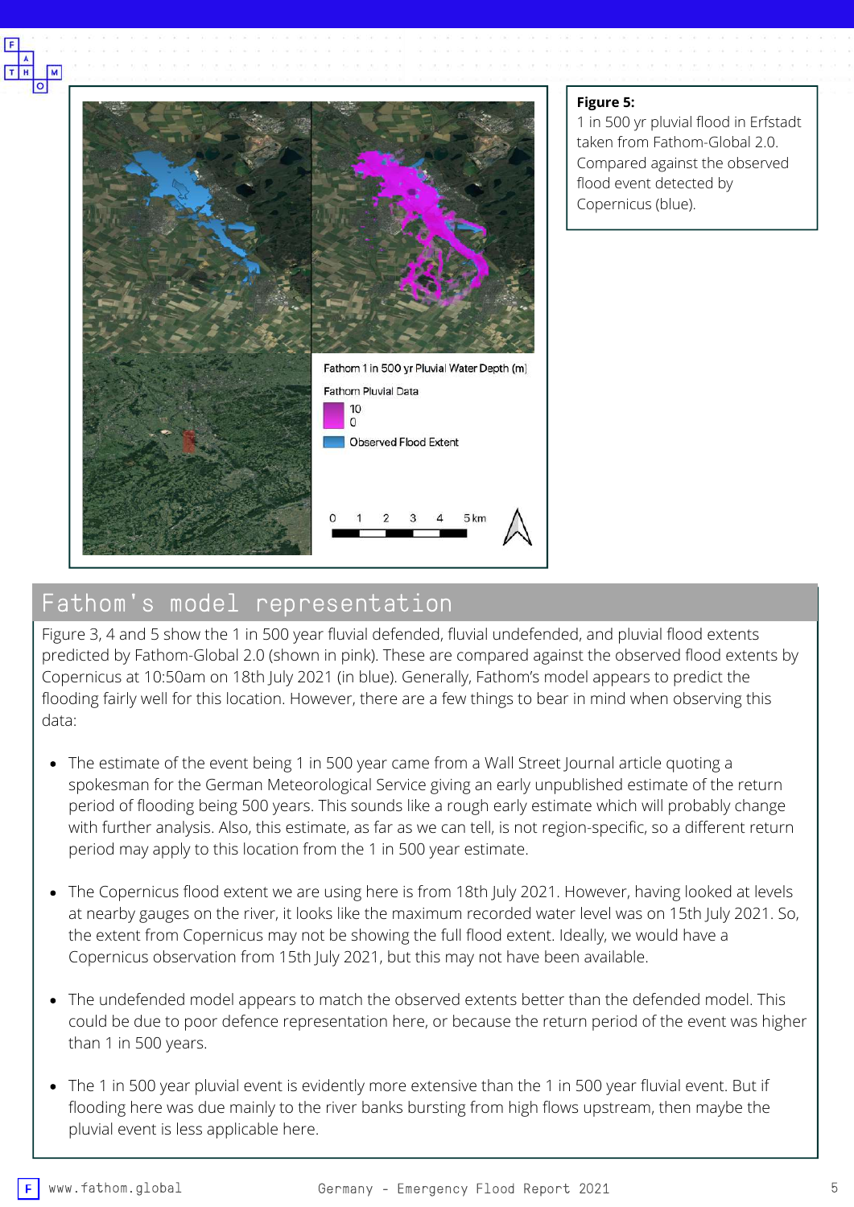**Figure 5:**
1 in 500 yr pluvial flood in Erfstadt taken from Fathom-Global 2.0. Compared against the observed flood event detected by Copernicus (blue).

## Fathom's model representation

Figure 3, 4 and 5 show the 1 in 500 year fluvial defended, fluvial undefended, and pluvial flood extents predicted by Fathom-Global 2.0 (shown in pink). These are compared against the observed flood extents by Copernicus at 10:50am on 18th July 2021 (in blue). Generally, Fathom's model appears to predict the flooding fairly well for this location. However, there are a few things to bear in mind when observing this data:

- The estimate of the event being 1 in 500 year came from a Wall Street Journal article quoting a spokesman for the German Meteorological Service giving an early unpublished estimate of the return period of flooding being 500 years. This sounds like a rough early estimate which will probably change with further analysis. Also, this estimate, as far as we can tell, is not region-specific, so a different return period may apply to this location from the 1 in 500 year estimate.
- The Copernicus flood extent we are using here is from 18th July 2021. However, having looked at levels at nearby gauges on the river, it looks like the maximum recorded water level was on 15th July 2021. So, the extent from Copernicus may not be showing the full flood extent. Ideally, we would have a Copernicus observation from 15th July 2021, but this may not have been available.
- The undefended model appears to match the observed extents better than the defended model. This could be due to poor defence representation here, or because the return period of the event was higher than 1 in 500 years.
- The 1 in 500 year pluvial event is evidently more extensive than the 1 in 500 year fluvial event. But if flooding here was due mainly to the river banks bursting from high flows upstream, then maybe the pluvial event is less applicable here.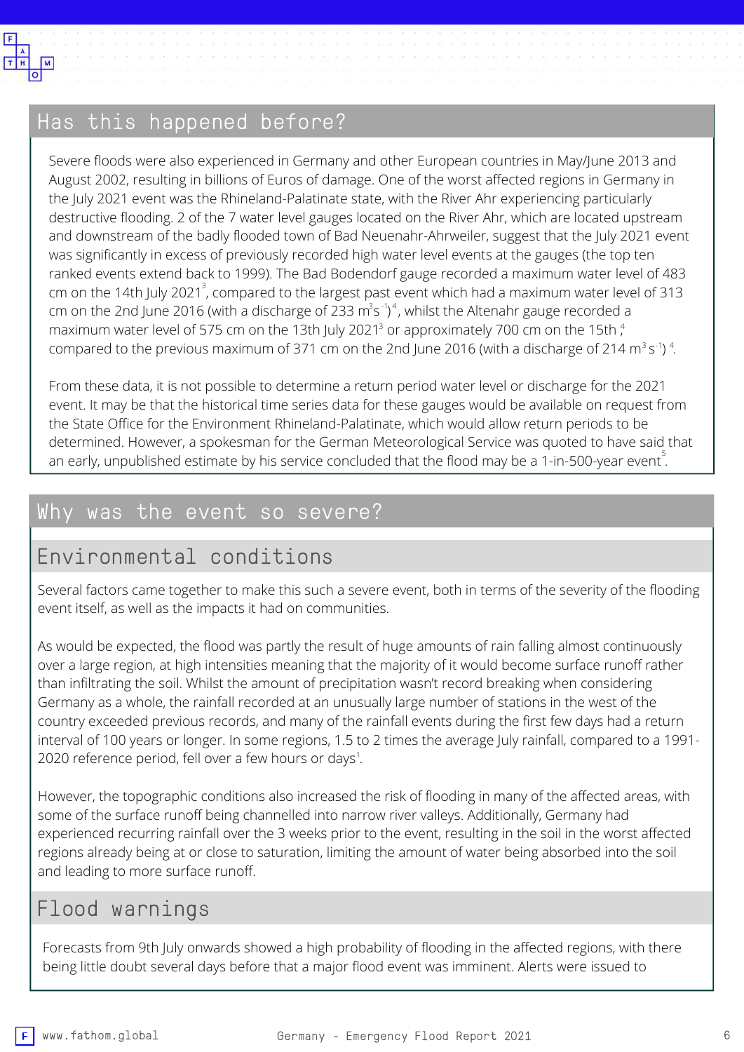## Has this happened before?

Severe floods were also experienced in Germany and other European countries in May/June 2013 and August 2002, resulting in billions of Euros of damage. One of the worst affected regions in Germany in the July 2021 event was the Rhineland-Palatinate state, with the River Ahr experiencing particularly destructive flooding. 2 of the 7 water level gauges located on the River Ahr, which are located upstream and downstream of the badly flooded town of Bad Neuenahr-Ahrweiler, suggest that the July 2021 event was significantly in excess of previously recorded high water level events at the gauges (the top ten ranked events extend back to 1999). The Bad Bodendorf gauge recorded a maximum water level of 483 cm on the 14th July 2021[3], compared to the largest past event which had a maximum water level of 313 cm on the 2nd June 2016 (with a discharge of 233 $m^3s^{-1}$)[4], whilst the Altenahr gauge recorded a maximum water level of 575 cm on the 13th July 2021[3] or approximately 700 cm on the 15th,[4] compared to the previous maximum of 371 cm on the 2nd June 2016 (with a discharge of 214 $m^3 s^{-1}$)[4].

From these data, it is not possible to determine a return period water level or discharge for the 2021 event. It may be that the historical time series data for these gauges would be available on request from the State Office for the Environment Rhineland-Palatinate, which would allow return periods to be determined. However, a spokesman for the German Meteorological Service was quoted to have said that an early, unpublished estimate by his service concluded that the flood may be a 1-in-500-year event[5].

## Why was the event so severe?

### Environmental conditions

Several factors came together to make this such a severe event, both in terms of the severity of the flooding event itself, as well as the impacts it had on communities.

As would be expected, the flood was partly the result of huge amounts of rain falling almost continuously over a large region, at high intensities meaning that the majority of it would become surface runoff rather than infiltrating the soil. Whilst the amount of precipitation wasn't record breaking when considering Germany as a whole, the rainfall recorded at an unusually large number of stations in the west of the country exceeded previous records, and many of the rainfall events during the first few days had a return interval of 100 years or longer. In some regions, 1.5 to 2 times the average July rainfall, compared to a 1991-2020 reference period, fell over a few hours or days[1].

However, the topographic conditions also increased the risk of flooding in many of the affected areas, with some of the surface runoff being channelled into narrow river valleys. Additionally, Germany had experienced recurring rainfall over the 3 weeks prior to the event, resulting in the soil in the worst affected regions already being at or close to saturation, limiting the amount of water being absorbed into the soil and leading to more surface runoff.

### Flood warnings

Forecasts from 9th July onwards showed a high probability of flooding in the affected regions, with there being little doubt several days before that a major flood event was imminent. Alerts were issued to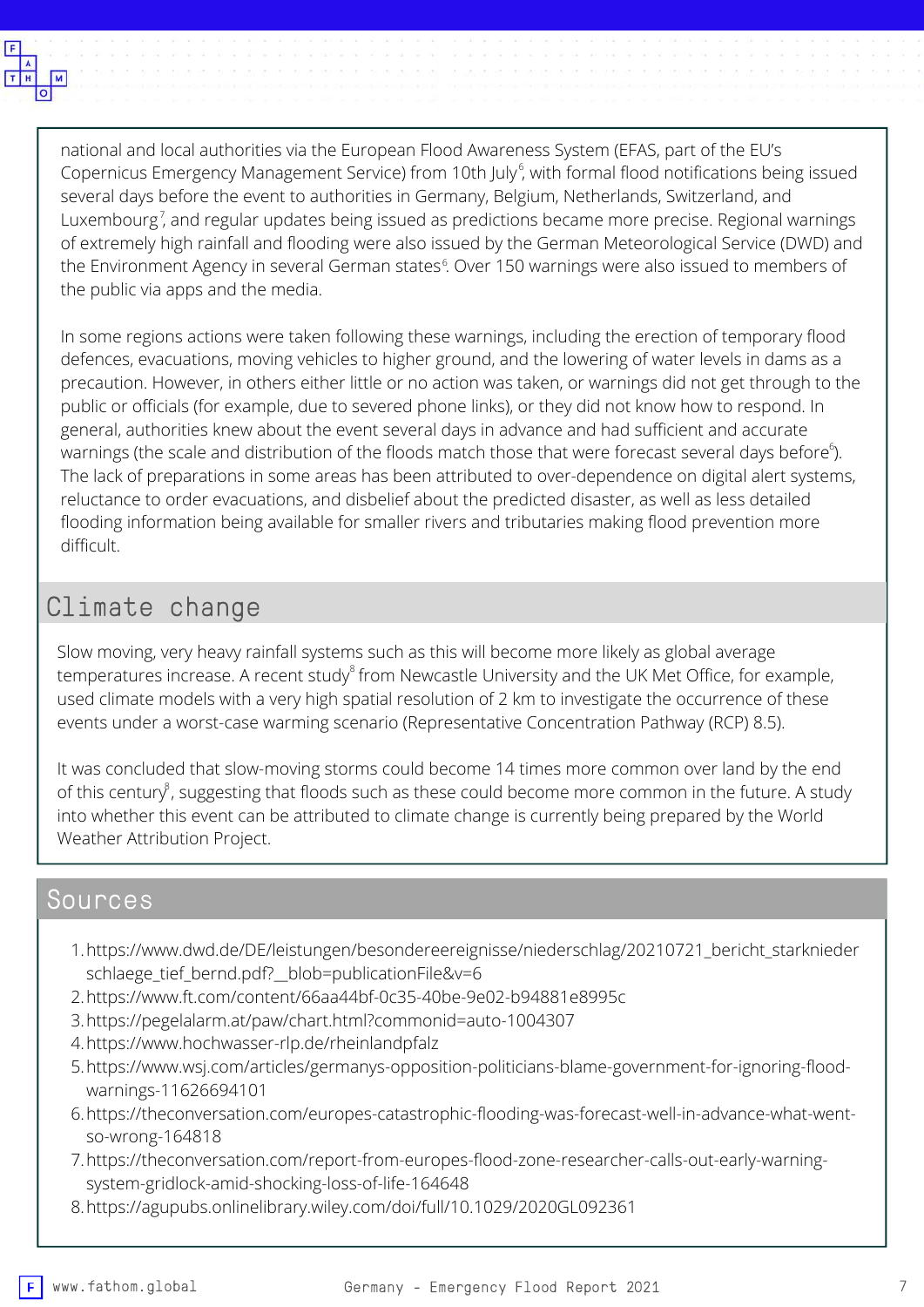national and local authorities via the European Flood Awareness System (EFAS, part of the EU's Copernicus Emergency Management Service) from 10th July[6], with formal flood notifications being issued several days before the event to authorities in Germany, Belgium, Netherlands, Switzerland, and Luxembourg[7], and regular updates being issued as predictions became more precise. Regional warnings of extremely high rainfall and flooding were also issued by the German Meteorological Service (DWD) and the Environment Agency in several German states[6]. Over 150 warnings were also issued to members of the public via apps and the media.

In some regions actions were taken following these warnings, including the erection of temporary flood defences, evacuations, moving vehicles to higher ground, and the lowering of water levels in dams as a precaution. However, in others either little or no action was taken, or warnings did not get through to the public or officials (for example, due to severed phone links), or they did not know how to respond. In general, authorities knew about the event several days in advance and had sufficient and accurate warnings (the scale and distribution of the floods match those that were forecast several days before[6]). The lack of preparations in some areas has been attributed to over-dependence on digital alert systems, reluctance to order evacuations, and disbelief about the predicted disaster, as well as less detailed flooding information being available for smaller rivers and tributaries making flood prevention more difficult.

## Climate change

Slow moving, very heavy rainfall systems such as this will become more likely as global average temperatures increase. A recent study[8] from Newcastle University and the UK Met Office, for example, used climate models with a very high spatial resolution of 2 km to investigate the occurrence of these events under a worst-case warming scenario (Representative Concentration Pathway (RCP) 8.5).

It was concluded that slow-moving storms could become 14 times more common over land by the end of this century[8], suggesting that floods such as these could become more common in the future. A study into whether this event can be attributed to climate change is currently being prepared by the World Weather Attribution Project.

## Sources

1. https://www.dwd.de/DE/leistungen/besondereereignisse/niederschlag/20210721_bericht_starkniederschlaege_tief_bernd.pdf?__blob=publicationFile&v=6
2. https://www.ft.com/content/66aa44bf-0c35-40be-9e02-b94881e8995c
3. https://pegelalarm.at/paw/chart.html?commonid=auto-1004307
4. https://www.hochwasser-rlp.de/rheinlandpfalz
5. https://www.wsj.com/articles/germanys-opposition-politicians-blame-government-for-ignoring-flood-warnings-11626694101
6. https://theconversation.com/europes-catastrophic-flooding-was-forecast-well-in-advance-what-went-so-wrong-164818
7. https://theconversation.com/report-from-europes-flood-zone-researcher-calls-out-early-warning-system-gridlock-amid-shocking-loss-of-life-164648
8. https://agupubs.onlinelibrary.wiley.com/doi/full/10.1029/2020GL092361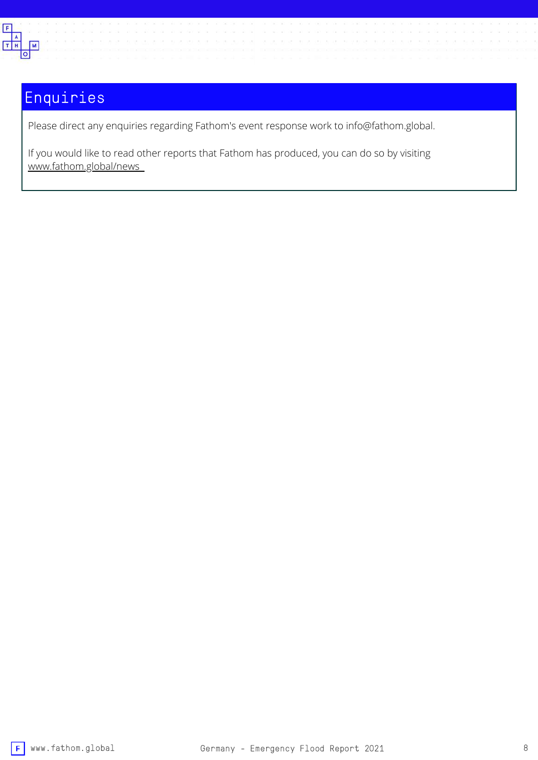## Enquiries

Please direct any enquiries regarding Fathom's event response work to info@fathom.global.

If you would like to read other reports that Fathom has produced, you can do so by visiting www.fathom.global/news